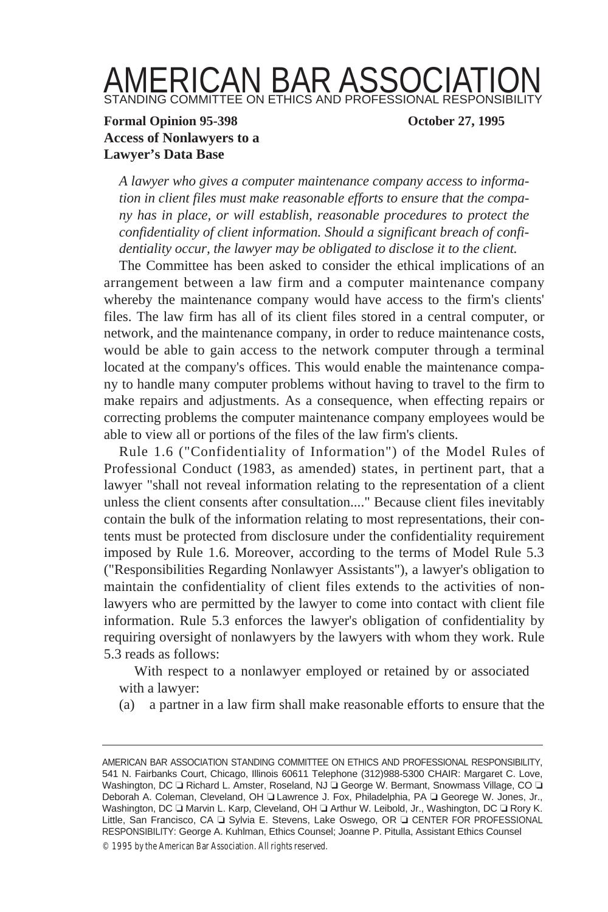# AMERICAN BAR ASSOCIATION

STANDING COMMITTEE ON ETHICS AND PROFESSIONAL RESPONSIBILITY

**Formal Opinion 95-398** **October 27, 1995**

**Access of Nonlawyers to a Lawyer's Data Base**

*A lawyer who gives a computer maintenance company access to information in client files must make reasonable efforts to ensure that the company has in place, or will establish, reasonable procedures to protect the confidentiality of client information. Should a significant breach of confidentiality occur, the lawyer may be obligated to disclose it to the client.*

The Committee has been asked to consider the ethical implications of an arrangement between a law firm and a computer maintenance company whereby the maintenance company would have access to the firm's clients' files. The law firm has all of its client files stored in a central computer, or network, and the maintenance company, in order to reduce maintenance costs, would be able to gain access to the network computer through a terminal located at the company's offices. This would enable the maintenance company to handle many computer problems without having to travel to the firm to make repairs and adjustments. As a consequence, when effecting repairs or correcting problems the computer maintenance company employees would be able to view all or portions of the files of the law firm's clients.

Rule 1.6 ("Confidentiality of Information") of the Model Rules of Professional Conduct (1983, as amended) states, in pertinent part, that a lawyer "shall not reveal information relating to the representation of a client unless the client consents after consultation...." Because client files inevitably contain the bulk of the information relating to most representations, their contents must be protected from disclosure under the confidentiality requirement imposed by Rule 1.6. Moreover, according to the terms of Model Rule 5.3 ("Responsibilities Regarding Nonlawyer Assistants"), a lawyer's obligation to maintain the confidentiality of client files extends to the activities of nonlawyers who are permitted by the lawyer to come into contact with client file information. Rule 5.3 enforces the lawyer's obligation of confidentiality by requiring oversight of nonlawyers by the lawyers with whom they work. Rule 5.3 reads as follows:

> With respect to a nonlawyer employed or retained by or associated with a lawyer:
>
> (a) a partner in a law firm shall make reasonable efforts to ensure that the

---

AMERICAN BAR ASSOCIATION STANDING COMMITTEE ON ETHICS AND PROFESSIONAL RESPONSIBILITY, 541 N. Fairbanks Court, Chicago, Illinois 60611 Telephone (312)988-5300 CHAIR: Margaret C. Love, Washington, DC ❑ Richard L. Amster, Roseland, NJ ❑ George W. Bermant, Snowmass Village, CO ❑ Deborah A. Coleman, Cleveland, OH ❑ Lawrence J. Fox, Philadelphia, PA ❑ Georege W. Jones, Jr., Washington, DC ❑ Marvin L. Karp, Cleveland, OH ❑ Arthur W. Leibold, Jr., Washington, DC ❑ Rory K. Little, San Francisco, CA ❑ Sylvia E. Stevens, Lake Oswego, OR ❑ CENTER FOR PROFESSIONAL RESPONSIBILITY: George A. Kuhlman, Ethics Counsel; Joanne P. Pitulla, Assistant Ethics Counsel

© 1995 by the American Bar Association. All rights reserved.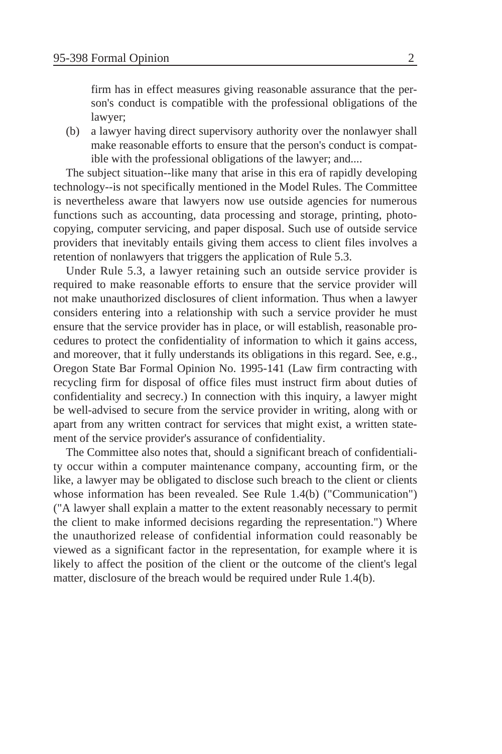firm has in effect measures giving reasonable assurance that the person's conduct is compatible with the professional obligations of the lawyer;

(b) a lawyer having direct supervisory authority over the nonlawyer shall make reasonable efforts to ensure that the person's conduct is compatible with the professional obligations of the lawyer; and....

The subject situation--like many that arise in this era of rapidly developing technology--is not specifically mentioned in the Model Rules. The Committee is nevertheless aware that lawyers now use outside agencies for numerous functions such as accounting, data processing and storage, printing, photocopying, computer servicing, and paper disposal. Such use of outside service providers that inevitably entails giving them access to client files involves a retention of nonlawyers that triggers the application of Rule 5.3.

Under Rule 5.3, a lawyer retaining such an outside service provider is required to make reasonable efforts to ensure that the service provider will not make unauthorized disclosures of client information. Thus when a lawyer considers entering into a relationship with such a service provider he must ensure that the service provider has in place, or will establish, reasonable procedures to protect the confidentiality of information to which it gains access, and moreover, that it fully understands its obligations in this regard. See, e.g., Oregon State Bar Formal Opinion No. 1995-141 (Law firm contracting with recycling firm for disposal of office files must instruct firm about duties of confidentiality and secrecy.) In connection with this inquiry, a lawyer might be well-advised to secure from the service provider in writing, along with or apart from any written contract for services that might exist, a written statement of the service provider's assurance of confidentiality.

The Committee also notes that, should a significant breach of confidentiality occur within a computer maintenance company, accounting firm, or the like, a lawyer may be obligated to disclose such breach to the client or clients whose information has been revealed. See Rule 1.4(b) ("Communication") ("A lawyer shall explain a matter to the extent reasonably necessary to permit the client to make informed decisions regarding the representation.") Where the unauthorized release of confidential information could reasonably be viewed as a significant factor in the representation, for example where it is likely to affect the position of the client or the outcome of the client's legal matter, disclosure of the breach would be required under Rule 1.4(b).